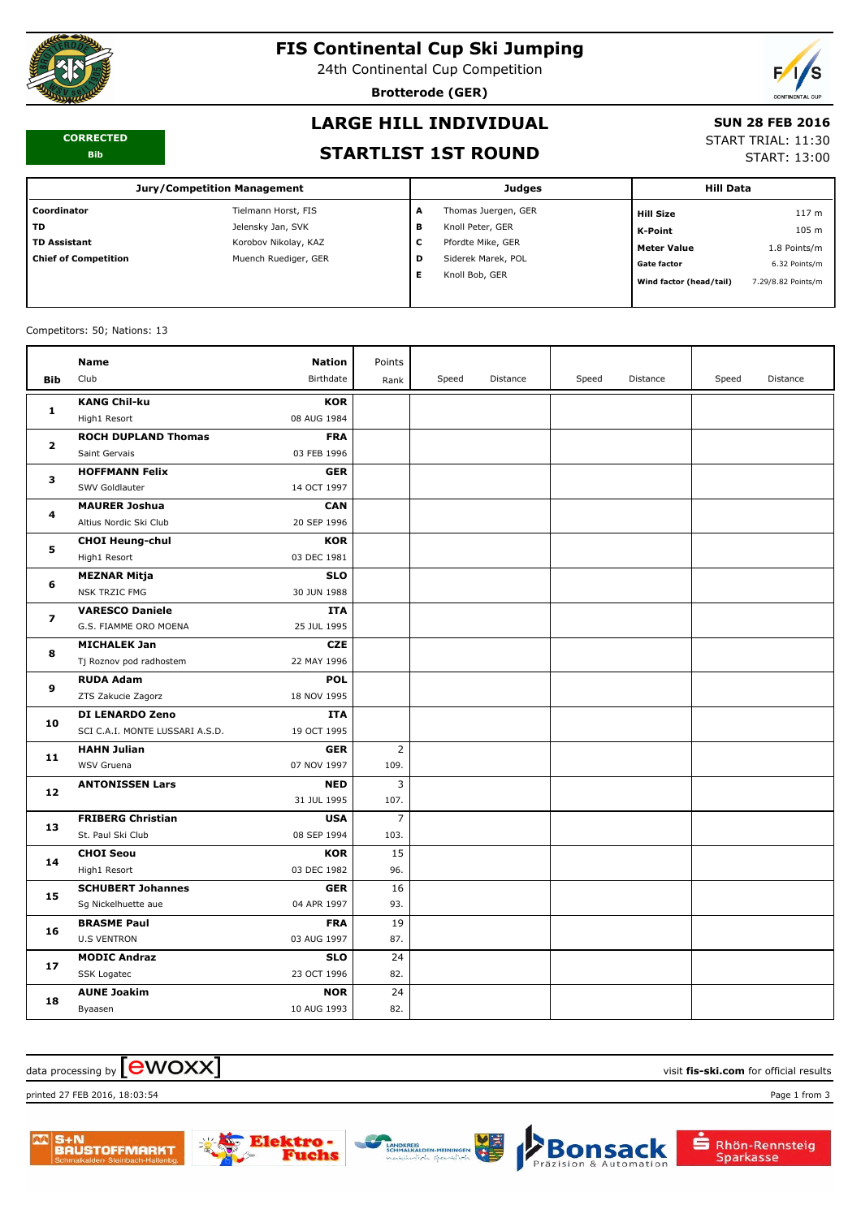# FIS Continental Cup Ski Jumping

24th Continental Cup Competition

**Brotterode (GER)**

## LARGE HILL INDIVIDUAL

## STARTLIST 1ST ROUND

**CORRECTED**
**Bib**

**SUN 28 FEB 2016**
START TRIAL: 11:30
START: 13:00

| Jury/Competition Management | | Judges | | Hill Data | |
|---|---|---|---|---|---|
| **Coordinator** | Tielmann Horst, FIS | **A** | Thomas Juergen, GER | **Hill Size** | 117 m |
| **TD** | Jelensky Jan, SVK | **B** | Knoll Peter, GER | **K-Point** | 105 m |
| **TD Assistant** | Korobov Nikolay, KAZ | **C** | Pfordte Mike, GER | **Meter Value** | 1.8 Points/m |
| **Chief of Competition** | Muench Ruediger, GER | **D** | Siderek Marek, POL | **Gate factor** | 6.32 Points/m |
| | | **E** | Knoll Bob, GER | **Wind factor (head/tail)** | 7.29/8.82 Points/m |

Competitors: 50; Nations: 13

| Bib | Name / Club | Nation / Birthdate | Points / Rank | Speed | Distance | Speed | Distance | Speed | Distance |
|---|---|---|---|---|---|---|---|---|---|
| 1 | **KANG Chil-ku**<br>High1 Resort | **KOR**<br>08 AUG 1984 | | | | | | | |
| 2 | **ROCH DUPLAND Thomas**<br>Saint Gervais | **FRA**<br>03 FEB 1996 | | | | | | | |
| 3 | **HOFFMANN Felix**<br>SWV Goldlauter | **GER**<br>14 OCT 1997 | | | | | | | |
| 4 | **MAURER Joshua**<br>Altius Nordic Ski Club | **CAN**<br>20 SEP 1996 | | | | | | | |
| 5 | **CHOI Heung-chul**<br>High1 Resort | **KOR**<br>03 DEC 1981 | | | | | | | |
| 6 | **MEZNAR Mitja**<br>NSK TRZIC FMG | **SLO**<br>30 JUN 1988 | | | | | | | |
| 7 | **VARESCO Daniele**<br>G.S. FIAMME ORO MOENA | **ITA**<br>25 JUL 1995 | | | | | | | |
| 8 | **MICHALEK Jan**<br>Tj Roznov pod radhostem | **CZE**<br>22 MAY 1996 | | | | | | | |
| 9 | **RUDA Adam**<br>ZTS Zakucie Zagorz | **POL**<br>18 NOV 1995 | | | | | | | |
| 10 | **DI LENARDO Zeno**<br>SCI C.A.I. MONTE LUSSARI A.S.D. | **ITA**<br>19 OCT 1995 | | | | | | | |
| 11 | **HAHN Julian**<br>WSV Gruena | **GER**<br>07 NOV 1997 | 2<br>109. | | | | | | |
| 12 | **ANTONISSEN Lars** | **NED**<br>31 JUL 1995 | 3<br>107. | | | | | | |
| 13 | **FRIBERG Christian**<br>St. Paul Ski Club | **USA**<br>08 SEP 1994 | 7<br>103. | | | | | | |
| 14 | **CHOI Seou**<br>High1 Resort | **KOR**<br>03 DEC 1982 | 15<br>96. | | | | | | |
| 15 | **SCHUBERT Johannes**<br>Sg Nickelhuette aue | **GER**<br>04 APR 1997 | 16<br>93. | | | | | | |
| 16 | **BRASME Paul**<br>U.S VENTRON | **FRA**<br>03 AUG 1997 | 19<br>87. | | | | | | |
| 17 | **MODIC Andraz**<br>SSK Logatec | **SLO**<br>23 OCT 1996 | 24<br>82. | | | | | | |
| 18 | **AUNE Joakim**<br>Byaasen | **NOR**<br>10 AUG 1993 | 24<br>82. | | | | | | |

data processing by ewoxx — visit **fis-ski.com** for official results

printed 27 FEB 2016, 18:03:54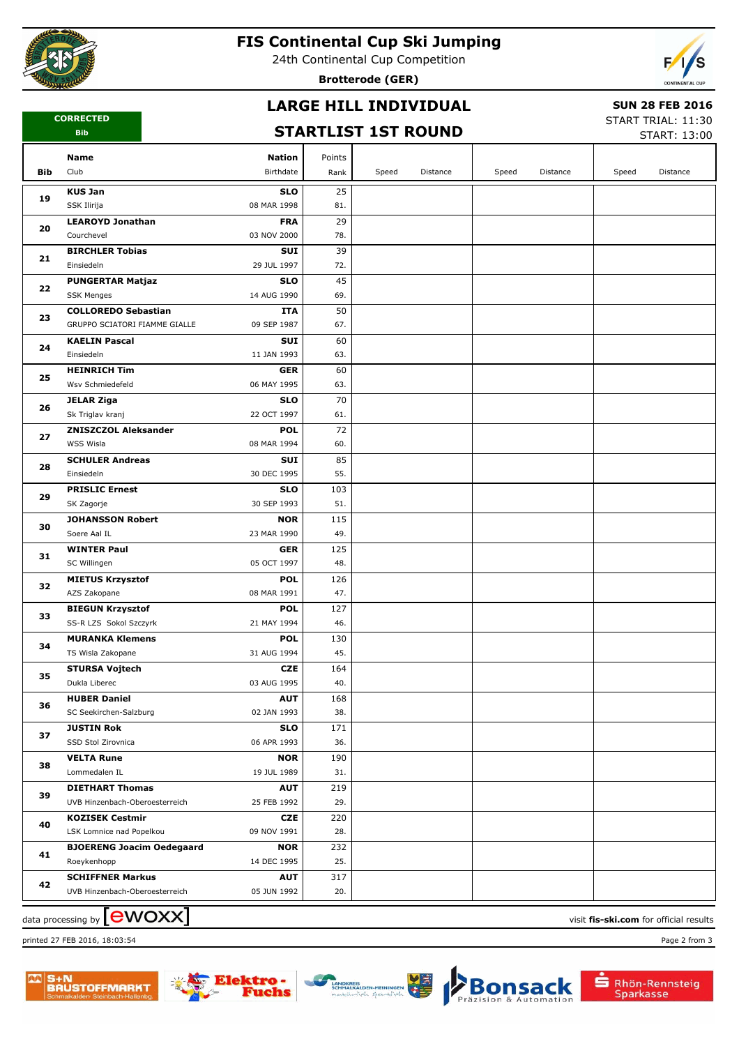# FIS Continental Cup Ski Jumping

24th Continental Cup Competition

**Brotterode (GER)**

## LARGE HILL INDIVIDUAL

## STARTLIST 1ST ROUND

**SUN 28 FEB 2016**

START TRIAL: 11:30

START: 13:00

CORRECTED Bib

| Bib | Name / Club | Nation / Birthdate | Points / Rank | Speed | Distance | Speed | Distance | Speed | Distance |
|---|---|---|---|---|---|---|---|---|---|
| 19 | **KUS Jan**<br>SSK Ilirija | **SLO**<br>08 MAR 1998 | 25<br>81. | | | | | | |
| 20 | **LEAROYD Jonathan**<br>Courchevel | **FRA**<br>03 NOV 2000 | 29<br>78. | | | | | | |
| 21 | **BIRCHLER Tobias**<br>Einsiedeln | **SUI**<br>29 JUL 1997 | 39<br>72. | | | | | | |
| 22 | **PUNGERTAR Matjaz**<br>SSK Menges | **SLO**<br>14 AUG 1990 | 45<br>69. | | | | | | |
| 23 | **COLLOREDO Sebastian**<br>GRUPPO SCIATORI FIAMME GIALLE | **ITA**<br>09 SEP 1987 | 50<br>67. | | | | | | |
| 24 | **KAELIN Pascal**<br>Einsiedeln | **SUI**<br>11 JAN 1993 | 60<br>63. | | | | | | |
| 25 | **HEINRICH Tim**<br>Wsv Schmiedefeld | **GER**<br>06 MAY 1995 | 60<br>63. | | | | | | |
| 26 | **JELAR Ziga**<br>Sk Triglav kranj | **SLO**<br>22 OCT 1997 | 70<br>61. | | | | | | |
| 27 | **ZNISZCZOL Aleksander**<br>WSS Wisla | **POL**<br>08 MAR 1994 | 72<br>60. | | | | | | |
| 28 | **SCHULER Andreas**<br>Einsiedeln | **SUI**<br>30 DEC 1995 | 85<br>55. | | | | | | |
| 29 | **PRISLIC Ernest**<br>SK Zagorje | **SLO**<br>30 SEP 1993 | 103<br>51. | | | | | | |
| 30 | **JOHANSSON Robert**<br>Soere Aal IL | **NOR**<br>23 MAR 1990 | 115<br>49. | | | | | | |
| 31 | **WINTER Paul**<br>SC Willingen | **GER**<br>05 OCT 1997 | 125<br>48. | | | | | | |
| 32 | **MIETUS Krzysztof**<br>AZS Zakopane | **POL**<br>08 MAR 1991 | 126<br>47. | | | | | | |
| 33 | **BIEGUN Krzysztof**<br>SS-R LZS Sokol Szczyrk | **POL**<br>21 MAY 1994 | 127<br>46. | | | | | | |
| 34 | **MURANKA Klemens**<br>TS Wisla Zakopane | **POL**<br>31 AUG 1994 | 130<br>45. | | | | | | |
| 35 | **STURSA Vojtech**<br>Dukla Liberec | **CZE**<br>03 AUG 1995 | 164<br>40. | | | | | | |
| 36 | **HUBER Daniel**<br>SC Seekirchen-Salzburg | **AUT**<br>02 JAN 1993 | 168<br>38. | | | | | | |
| 37 | **JUSTIN Rok**<br>SSD Stol Zirovnica | **SLO**<br>06 APR 1993 | 171<br>36. | | | | | | |
| 38 | **VELTA Rune**<br>Lommedalen IL | **NOR**<br>19 JUL 1989 | 190<br>31. | | | | | | |
| 39 | **DIETHART Thomas**<br>UVB Hinzenbach-Oberoesterreich | **AUT**<br>25 FEB 1992 | 219<br>29. | | | | | | |
| 40 | **KOZISEK Cestmir**<br>LSK Lomnice nad Popelkou | **CZE**<br>09 NOV 1991 | 220<br>28. | | | | | | |
| 41 | **BJOERENG Joacim Oedegaard**<br>Roeykenhopp | **NOR**<br>14 DEC 1995 | 232<br>25. | | | | | | |
| 42 | **SCHIFFNER Markus**<br>UVB Hinzenbach-Oberoesterreich | **AUT**<br>05 JUN 1992 | 317<br>20. | | | | | | |

data processing by ewoxx — visit **fis-ski.com** for official results

printed 27 FEB 2016, 18:03:54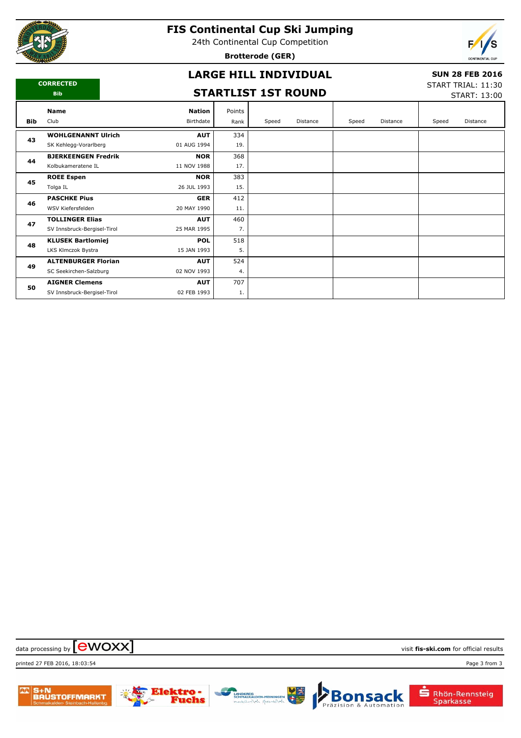# FIS Continental Cup Ski Jumping

24th Continental Cup Competition

**Brotterode (GER)**

## LARGE HILL INDIVIDUAL

## STARTLIST 1ST ROUND

**CORRECTED**
**Bib**

**SUN 28 FEB 2016**
START TRIAL: 11:30
START: 13:00

| Bib | Name / Club | Nation / Birthdate | Points / Rank | Speed | Distance | Speed | Distance | Speed | Distance |
|---|---|---|---|---|---|---|---|---|---|
| 43 | **WOHLGENANNT Ulrich**<br>SK Kehlegg-Vorarlberg | **AUT**<br>01 AUG 1994 | 334<br>19. | | | | | | |
| 44 | **BJERKEENGEN Fredrik**<br>Kolbukameratene IL | **NOR**<br>11 NOV 1988 | 368<br>17. | | | | | | |
| 45 | **ROEE Espen**<br>Tolga IL | **NOR**<br>26 JUL 1993 | 383<br>15. | | | | | | |
| 46 | **PASCHKE Pius**<br>WSV Kiefersfelden | **GER**<br>20 MAY 1990 | 412<br>11. | | | | | | |
| 47 | **TOLLINGER Elias**<br>SV Innsbruck-Bergisel-Tirol | **AUT**<br>25 MAR 1995 | 460<br>7. | | | | | | |
| 48 | **KLUSEK Bartlomiej**<br>LKS Klmczok Bystra | **POL**<br>15 JAN 1993 | 518<br>5. | | | | | | |
| 49 | **ALTENBURGER Florian**<br>SC Seekirchen-Salzburg | **AUT**<br>02 NOV 1993 | 524<br>4. | | | | | | |
| 50 | **AIGNER Clemens**<br>SV Innsbruck-Bergisel-Tirol | **AUT**<br>02 FEB 1993 | 707<br>1. | | | | | | |

data processing by [ewoxx]

visit **fis-ski.com** for official results

printed 27 FEB 2016, 18:03:54